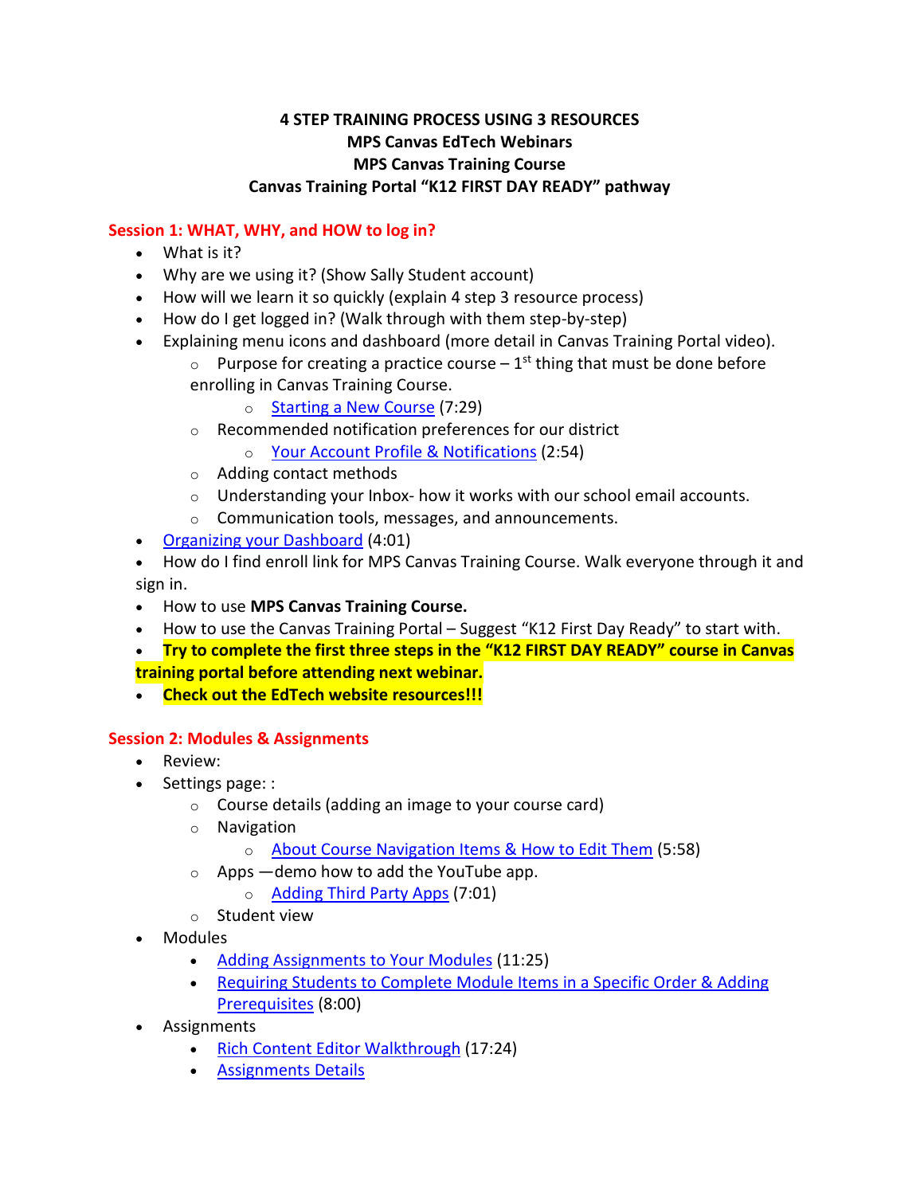**4 STEP TRAINING PROCESS USING 3 RESOURCES**
**MPS Canvas EdTech Webinars**
**MPS Canvas Training Course**
**Canvas Training Portal "K12 FIRST DAY READY" pathway**

## Session 1: WHAT, WHY, and HOW to log in?

- What is it?
- Why are we using it? (Show Sally Student account)
- How will we learn it so quickly (explain 4 step 3 resource process)
- How do I get logged in? (Walk through with them step-by-step)
- Explaining menu icons and dashboard (more detail in Canvas Training Portal video).
  - Purpose for creating a practice course – 1st thing that must be done before enrolling in Canvas Training Course.
    - Starting a New Course (7:29)
  - Recommended notification preferences for our district
    - Your Account Profile & Notifications (2:54)
  - Adding contact methods
  - Understanding your Inbox- how it works with our school email accounts.
  - Communication tools, messages, and announcements.
- Organizing your Dashboard (4:01)
- How do I find enroll link for MPS Canvas Training Course. Walk everyone through it and sign in.
- How to use **MPS Canvas Training Course.**
- How to use the Canvas Training Portal – Suggest "K12 First Day Ready" to start with.
- **Try to complete the first three steps in the "K12 FIRST DAY READY" course in Canvas training portal before attending next webinar.**
- **Check out the EdTech website resources!!!**

## Session 2: Modules & Assignments

- Review:
- Settings page: :
  - Course details (adding an image to your course card)
  - Navigation
    - About Course Navigation Items & How to Edit Them (5:58)
  - Apps —demo how to add the YouTube app.
    - Adding Third Party Apps (7:01)
  - Student view
- Modules
  - Adding Assignments to Your Modules (11:25)
  - Requiring Students to Complete Module Items in a Specific Order & Adding Prerequisites (8:00)
- Assignments
  - Rich Content Editor Walkthrough (17:24)
  - Assignments Details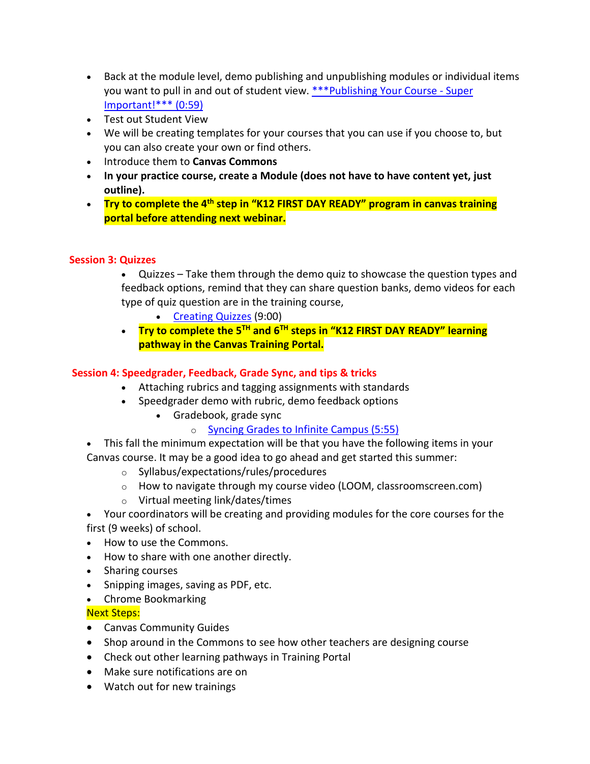- Back at the module level, demo publishing and unpublishing modules or individual items you want to pull in and out of student view. ***Publishing Your Course - Super Important!*** (0:59)
- Test out Student View
- We will be creating templates for your courses that you can use if you choose to, but you can also create your own or find others.
- Introduce them to **Canvas Commons**
- **In your practice course, create a Module (does not have to have content yet, just outline).**
- **Try to complete the 4th step in "K12 FIRST DAY READY" program in canvas training portal before attending next webinar.**

## Session 3: Quizzes

- Quizzes – Take them through the demo quiz to showcase the question types and feedback options, remind that they can share question banks, demo videos for each type of quiz question are in the training course,
    - Creating Quizzes (9:00)
- **Try to complete the 5TH and 6TH steps in "K12 FIRST DAY READY" learning pathway in the Canvas Training Portal.**

## Session 4: Speedgrader, Feedback, Grade Sync, and tips & tricks

- Attaching rubrics and tagging assignments with standards
- Speedgrader demo with rubric, demo feedback options
    - Gradebook, grade sync
        - Syncing Grades to Infinite Campus (5:55)
- This fall the minimum expectation will be that you have the following items in your Canvas course. It may be a good idea to go ahead and get started this summer:
    - Syllabus/expectations/rules/procedures
    - How to navigate through my course video (LOOM, classroomscreen.com)
    - Virtual meeting link/dates/times
- Your coordinators will be creating and providing modules for the core courses for the first (9 weeks) of school.
- How to use the Commons.
- How to share with one another directly.
- Sharing courses
- Snipping images, saving as PDF, etc.
- Chrome Bookmarking

Next Steps:

- Canvas Community Guides
- Shop around in the Commons to see how other teachers are designing course
- Check out other learning pathways in Training Portal
- Make sure notifications are on
- Watch out for new trainings